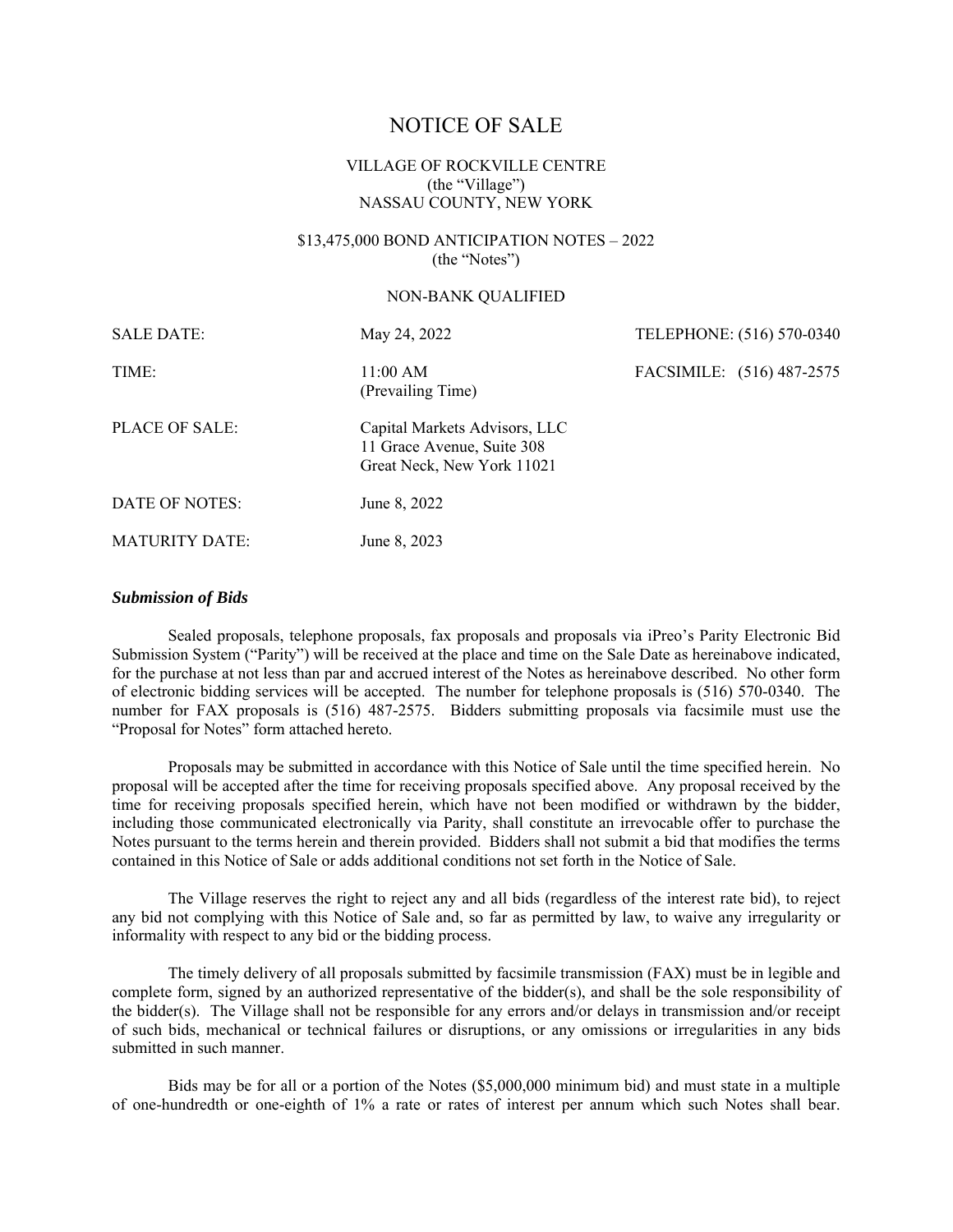# NOTICE OF SALE

VILLAGE OF ROCKVILLE CENTRE
(the "Village")
NASSAU COUNTY, NEW YORK

$13,475,000 BOND ANTICIPATION NOTES – 2022
(the "Notes")

NON-BANK QUALIFIED

| | | |
|---|---|---|
| SALE DATE: | May 24, 2022 | TELEPHONE: (516) 570-0340 |
| TIME: | 11:00 AM (Prevailing Time) | FACSIMILE: (516) 487-2575 |
| PLACE OF SALE: | Capital Markets Advisors, LLC<br>11 Grace Avenue, Suite 308<br>Great Neck, New York 11021 | |
| DATE OF NOTES: | June 8, 2022 | |
| MATURITY DATE: | June 8, 2023 | |

***Submission of Bids***

Sealed proposals, telephone proposals, fax proposals and proposals via iPreo's Parity Electronic Bid Submission System ("Parity") will be received at the place and time on the Sale Date as hereinabove indicated, for the purchase at not less than par and accrued interest of the Notes as hereinabove described. No other form of electronic bidding services will be accepted. The number for telephone proposals is (516) 570-0340. The number for FAX proposals is (516) 487-2575. Bidders submitting proposals via facsimile must use the "Proposal for Notes" form attached hereto.

Proposals may be submitted in accordance with this Notice of Sale until the time specified herein. No proposal will be accepted after the time for receiving proposals specified above. Any proposal received by the time for receiving proposals specified herein, which have not been modified or withdrawn by the bidder, including those communicated electronically via Parity, shall constitute an irrevocable offer to purchase the Notes pursuant to the terms herein and therein provided. Bidders shall not submit a bid that modifies the terms contained in this Notice of Sale or adds additional conditions not set forth in the Notice of Sale.

The Village reserves the right to reject any and all bids (regardless of the interest rate bid), to reject any bid not complying with this Notice of Sale and, so far as permitted by law, to waive any irregularity or informality with respect to any bid or the bidding process.

The timely delivery of all proposals submitted by facsimile transmission (FAX) must be in legible and complete form, signed by an authorized representative of the bidder(s), and shall be the sole responsibility of the bidder(s). The Village shall not be responsible for any errors and/or delays in transmission and/or receipt of such bids, mechanical or technical failures or disruptions, or any omissions or irregularities in any bids submitted in such manner.

Bids may be for all or a portion of the Notes ($5,000,000 minimum bid) and must state in a multiple of one-hundredth or one-eighth of 1% a rate or rates of interest per annum which such Notes shall bear.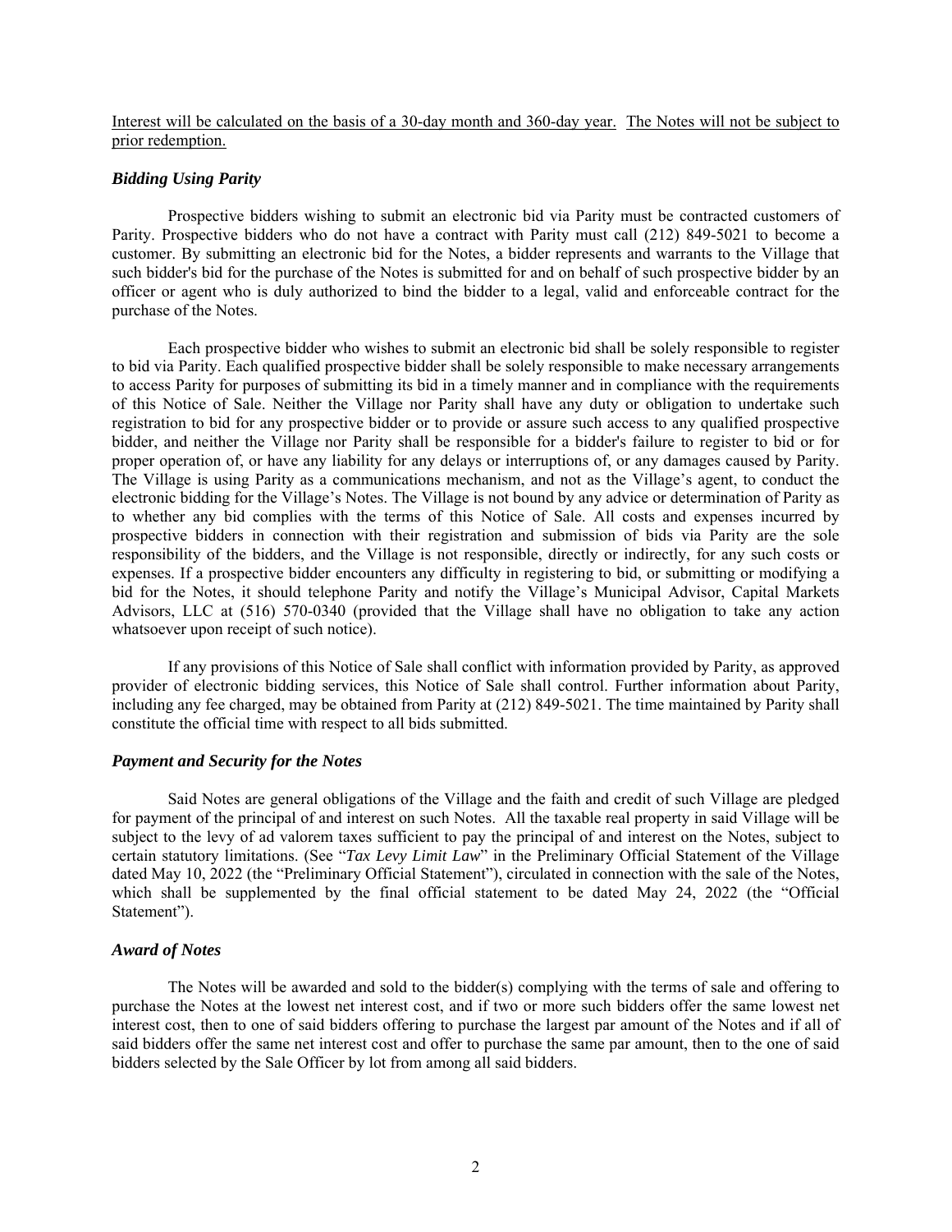<u>Interest will be calculated on the basis of a 30-day month and 360-day year.</u> <u>The Notes will not be subject to prior redemption.</u>

### *Bidding Using Parity*

Prospective bidders wishing to submit an electronic bid via Parity must be contracted customers of Parity. Prospective bidders who do not have a contract with Parity must call (212) 849-5021 to become a customer. By submitting an electronic bid for the Notes, a bidder represents and warrants to the Village that such bidder's bid for the purchase of the Notes is submitted for and on behalf of such prospective bidder by an officer or agent who is duly authorized to bind the bidder to a legal, valid and enforceable contract for the purchase of the Notes.

Each prospective bidder who wishes to submit an electronic bid shall be solely responsible to register to bid via Parity. Each qualified prospective bidder shall be solely responsible to make necessary arrangements to access Parity for purposes of submitting its bid in a timely manner and in compliance with the requirements of this Notice of Sale. Neither the Village nor Parity shall have any duty or obligation to undertake such registration to bid for any prospective bidder or to provide or assure such access to any qualified prospective bidder, and neither the Village nor Parity shall be responsible for a bidder's failure to register to bid or for proper operation of, or have any liability for any delays or interruptions of, or any damages caused by Parity. The Village is using Parity as a communications mechanism, and not as the Village's agent, to conduct the electronic bidding for the Village's Notes. The Village is not bound by any advice or determination of Parity as to whether any bid complies with the terms of this Notice of Sale. All costs and expenses incurred by prospective bidders in connection with their registration and submission of bids via Parity are the sole responsibility of the bidders, and the Village is not responsible, directly or indirectly, for any such costs or expenses. If a prospective bidder encounters any difficulty in registering to bid, or submitting or modifying a bid for the Notes, it should telephone Parity and notify the Village's Municipal Advisor, Capital Markets Advisors, LLC at (516) 570-0340 (provided that the Village shall have no obligation to take any action whatsoever upon receipt of such notice).

If any provisions of this Notice of Sale shall conflict with information provided by Parity, as approved provider of electronic bidding services, this Notice of Sale shall control. Further information about Parity, including any fee charged, may be obtained from Parity at (212) 849-5021. The time maintained by Parity shall constitute the official time with respect to all bids submitted.

### *Payment and Security for the Notes*

Said Notes are general obligations of the Village and the faith and credit of such Village are pledged for payment of the principal of and interest on such Notes. All the taxable real property in said Village will be subject to the levy of ad valorem taxes sufficient to pay the principal of and interest on the Notes, subject to certain statutory limitations. (See "*Tax Levy Limit Law*" in the Preliminary Official Statement of the Village dated May 10, 2022 (the "Preliminary Official Statement"), circulated in connection with the sale of the Notes, which shall be supplemented by the final official statement to be dated May 24, 2022 (the "Official Statement").

### *Award of Notes*

The Notes will be awarded and sold to the bidder(s) complying with the terms of sale and offering to purchase the Notes at the lowest net interest cost, and if two or more such bidders offer the same lowest net interest cost, then to one of said bidders offering to purchase the largest par amount of the Notes and if all of said bidders offer the same net interest cost and offer to purchase the same par amount, then to the one of said bidders selected by the Sale Officer by lot from among all said bidders.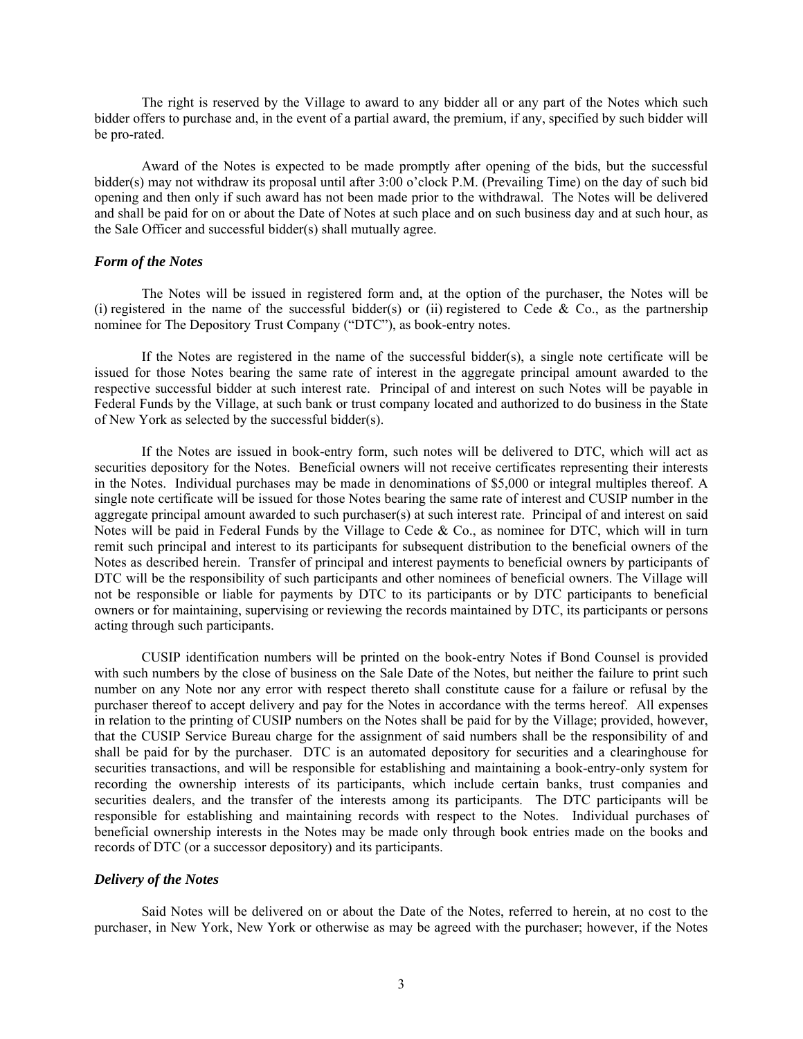The right is reserved by the Village to award to any bidder all or any part of the Notes which such bidder offers to purchase and, in the event of a partial award, the premium, if any, specified by such bidder will be pro-rated.

Award of the Notes is expected to be made promptly after opening of the bids, but the successful bidder(s) may not withdraw its proposal until after 3:00 o'clock P.M. (Prevailing Time) on the day of such bid opening and then only if such award has not been made prior to the withdrawal. The Notes will be delivered and shall be paid for on or about the Date of Notes at such place and on such business day and at such hour, as the Sale Officer and successful bidder(s) shall mutually agree.

### *Form of the Notes*

The Notes will be issued in registered form and, at the option of the purchaser, the Notes will be (i) registered in the name of the successful bidder(s) or (ii) registered to Cede & Co., as the partnership nominee for The Depository Trust Company ("DTC"), as book-entry notes.

If the Notes are registered in the name of the successful bidder(s), a single note certificate will be issued for those Notes bearing the same rate of interest in the aggregate principal amount awarded to the respective successful bidder at such interest rate. Principal of and interest on such Notes will be payable in Federal Funds by the Village, at such bank or trust company located and authorized to do business in the State of New York as selected by the successful bidder(s).

If the Notes are issued in book-entry form, such notes will be delivered to DTC, which will act as securities depository for the Notes. Beneficial owners will not receive certificates representing their interests in the Notes. Individual purchases may be made in denominations of $5,000 or integral multiples thereof. A single note certificate will be issued for those Notes bearing the same rate of interest and CUSIP number in the aggregate principal amount awarded to such purchaser(s) at such interest rate. Principal of and interest on said Notes will be paid in Federal Funds by the Village to Cede & Co., as nominee for DTC, which will in turn remit such principal and interest to its participants for subsequent distribution to the beneficial owners of the Notes as described herein. Transfer of principal and interest payments to beneficial owners by participants of DTC will be the responsibility of such participants and other nominees of beneficial owners. The Village will not be responsible or liable for payments by DTC to its participants or by DTC participants to beneficial owners or for maintaining, supervising or reviewing the records maintained by DTC, its participants or persons acting through such participants.

CUSIP identification numbers will be printed on the book-entry Notes if Bond Counsel is provided with such numbers by the close of business on the Sale Date of the Notes, but neither the failure to print such number on any Note nor any error with respect thereto shall constitute cause for a failure or refusal by the purchaser thereof to accept delivery and pay for the Notes in accordance with the terms hereof. All expenses in relation to the printing of CUSIP numbers on the Notes shall be paid for by the Village; provided, however, that the CUSIP Service Bureau charge for the assignment of said numbers shall be the responsibility of and shall be paid for by the purchaser. DTC is an automated depository for securities and a clearinghouse for securities transactions, and will be responsible for establishing and maintaining a book-entry-only system for recording the ownership interests of its participants, which include certain banks, trust companies and securities dealers, and the transfer of the interests among its participants. The DTC participants will be responsible for establishing and maintaining records with respect to the Notes. Individual purchases of beneficial ownership interests in the Notes may be made only through book entries made on the books and records of DTC (or a successor depository) and its participants.

### *Delivery of the Notes*

Said Notes will be delivered on or about the Date of the Notes, referred to herein, at no cost to the purchaser, in New York, New York or otherwise as may be agreed with the purchaser; however, if the Notes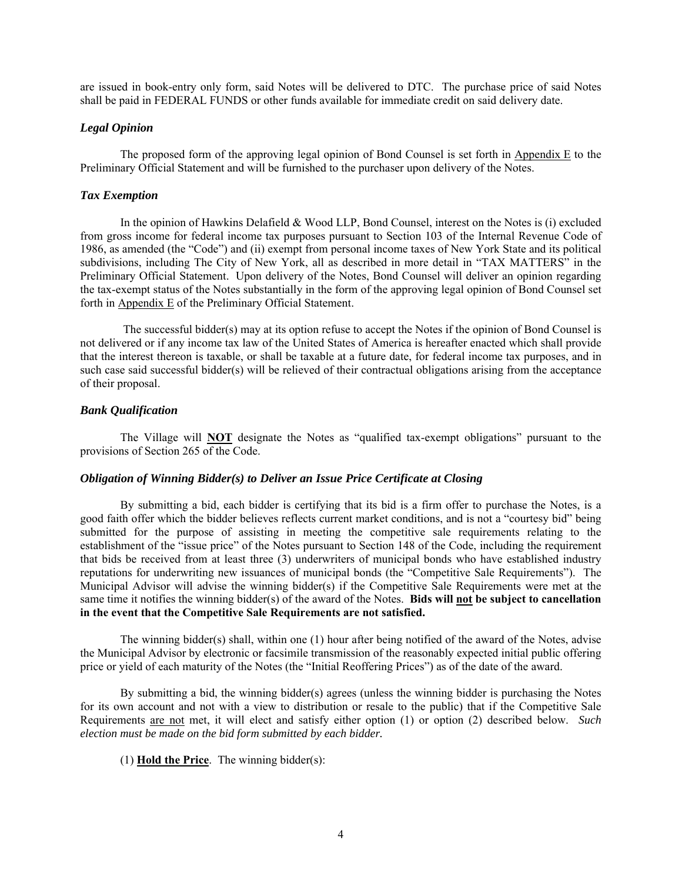are issued in book-entry only form, said Notes will be delivered to DTC. The purchase price of said Notes shall be paid in FEDERAL FUNDS or other funds available for immediate credit on said delivery date.

### *Legal Opinion*

The proposed form of the approving legal opinion of Bond Counsel is set forth in Appendix E to the Preliminary Official Statement and will be furnished to the purchaser upon delivery of the Notes.

### *Tax Exemption*

In the opinion of Hawkins Delafield & Wood LLP, Bond Counsel, interest on the Notes is (i) excluded from gross income for federal income tax purposes pursuant to Section 103 of the Internal Revenue Code of 1986, as amended (the "Code") and (ii) exempt from personal income taxes of New York State and its political subdivisions, including The City of New York, all as described in more detail in "TAX MATTERS" in the Preliminary Official Statement. Upon delivery of the Notes, Bond Counsel will deliver an opinion regarding the tax-exempt status of the Notes substantially in the form of the approving legal opinion of Bond Counsel set forth in Appendix E of the Preliminary Official Statement.

The successful bidder(s) may at its option refuse to accept the Notes if the opinion of Bond Counsel is not delivered or if any income tax law of the United States of America is hereafter enacted which shall provide that the interest thereon is taxable, or shall be taxable at a future date, for federal income tax purposes, and in such case said successful bidder(s) will be relieved of their contractual obligations arising from the acceptance of their proposal.

### *Bank Qualification*

The Village will **NOT** designate the Notes as "qualified tax-exempt obligations" pursuant to the provisions of Section 265 of the Code.

### *Obligation of Winning Bidder(s) to Deliver an Issue Price Certificate at Closing*

By submitting a bid, each bidder is certifying that its bid is a firm offer to purchase the Notes, is a good faith offer which the bidder believes reflects current market conditions, and is not a "courtesy bid" being submitted for the purpose of assisting in meeting the competitive sale requirements relating to the establishment of the "issue price" of the Notes pursuant to Section 148 of the Code, including the requirement that bids be received from at least three (3) underwriters of municipal bonds who have established industry reputations for underwriting new issuances of municipal bonds (the "Competitive Sale Requirements"). The Municipal Advisor will advise the winning bidder(s) if the Competitive Sale Requirements were met at the same time it notifies the winning bidder(s) of the award of the Notes. **Bids will not be subject to cancellation in the event that the Competitive Sale Requirements are not satisfied.**

The winning bidder(s) shall, within one (1) hour after being notified of the award of the Notes, advise the Municipal Advisor by electronic or facsimile transmission of the reasonably expected initial public offering price or yield of each maturity of the Notes (the "Initial Reoffering Prices") as of the date of the award.

By submitting a bid, the winning bidder(s) agrees (unless the winning bidder is purchasing the Notes for its own account and not with a view to distribution or resale to the public) that if the Competitive Sale Requirements are not met, it will elect and satisfy either option (1) or option (2) described below. *Such election must be made on the bid form submitted by each bidder.*

(1) **Hold the Price**. The winning bidder(s):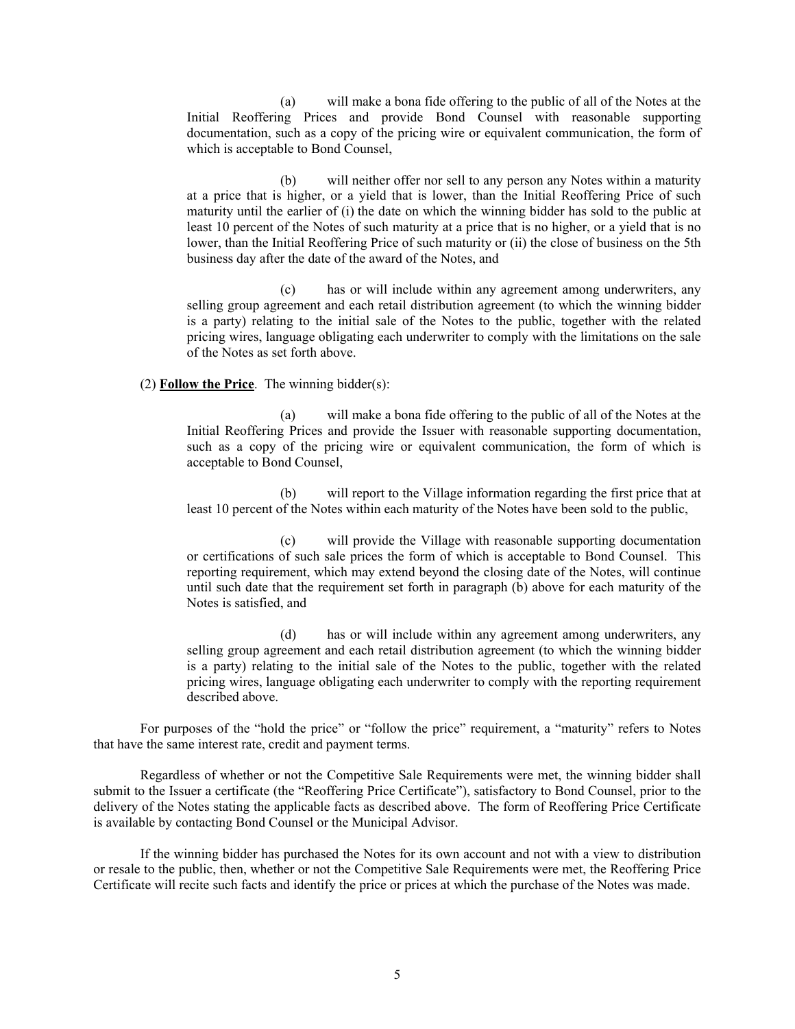(a) will make a bona fide offering to the public of all of the Notes at the Initial Reoffering Prices and provide Bond Counsel with reasonable supporting documentation, such as a copy of the pricing wire or equivalent communication, the form of which is acceptable to Bond Counsel,

(b) will neither offer nor sell to any person any Notes within a maturity at a price that is higher, or a yield that is lower, than the Initial Reoffering Price of such maturity until the earlier of (i) the date on which the winning bidder has sold to the public at least 10 percent of the Notes of such maturity at a price that is no higher, or a yield that is no lower, than the Initial Reoffering Price of such maturity or (ii) the close of business on the 5th business day after the date of the award of the Notes, and

(c) has or will include within any agreement among underwriters, any selling group agreement and each retail distribution agreement (to which the winning bidder is a party) relating to the initial sale of the Notes to the public, together with the related pricing wires, language obligating each underwriter to comply with the limitations on the sale of the Notes as set forth above.

(2) **Follow the Price**. The winning bidder(s):

(a) will make a bona fide offering to the public of all of the Notes at the Initial Reoffering Prices and provide the Issuer with reasonable supporting documentation, such as a copy of the pricing wire or equivalent communication, the form of which is acceptable to Bond Counsel,

(b) will report to the Village information regarding the first price that at least 10 percent of the Notes within each maturity of the Notes have been sold to the public,

(c) will provide the Village with reasonable supporting documentation or certifications of such sale prices the form of which is acceptable to Bond Counsel. This reporting requirement, which may extend beyond the closing date of the Notes, will continue until such date that the requirement set forth in paragraph (b) above for each maturity of the Notes is satisfied, and

(d) has or will include within any agreement among underwriters, any selling group agreement and each retail distribution agreement (to which the winning bidder is a party) relating to the initial sale of the Notes to the public, together with the related pricing wires, language obligating each underwriter to comply with the reporting requirement described above.

For purposes of the "hold the price" or "follow the price" requirement, a "maturity" refers to Notes that have the same interest rate, credit and payment terms.

Regardless of whether or not the Competitive Sale Requirements were met, the winning bidder shall submit to the Issuer a certificate (the "Reoffering Price Certificate"), satisfactory to Bond Counsel, prior to the delivery of the Notes stating the applicable facts as described above. The form of Reoffering Price Certificate is available by contacting Bond Counsel or the Municipal Advisor.

If the winning bidder has purchased the Notes for its own account and not with a view to distribution or resale to the public, then, whether or not the Competitive Sale Requirements were met, the Reoffering Price Certificate will recite such facts and identify the price or prices at which the purchase of the Notes was made.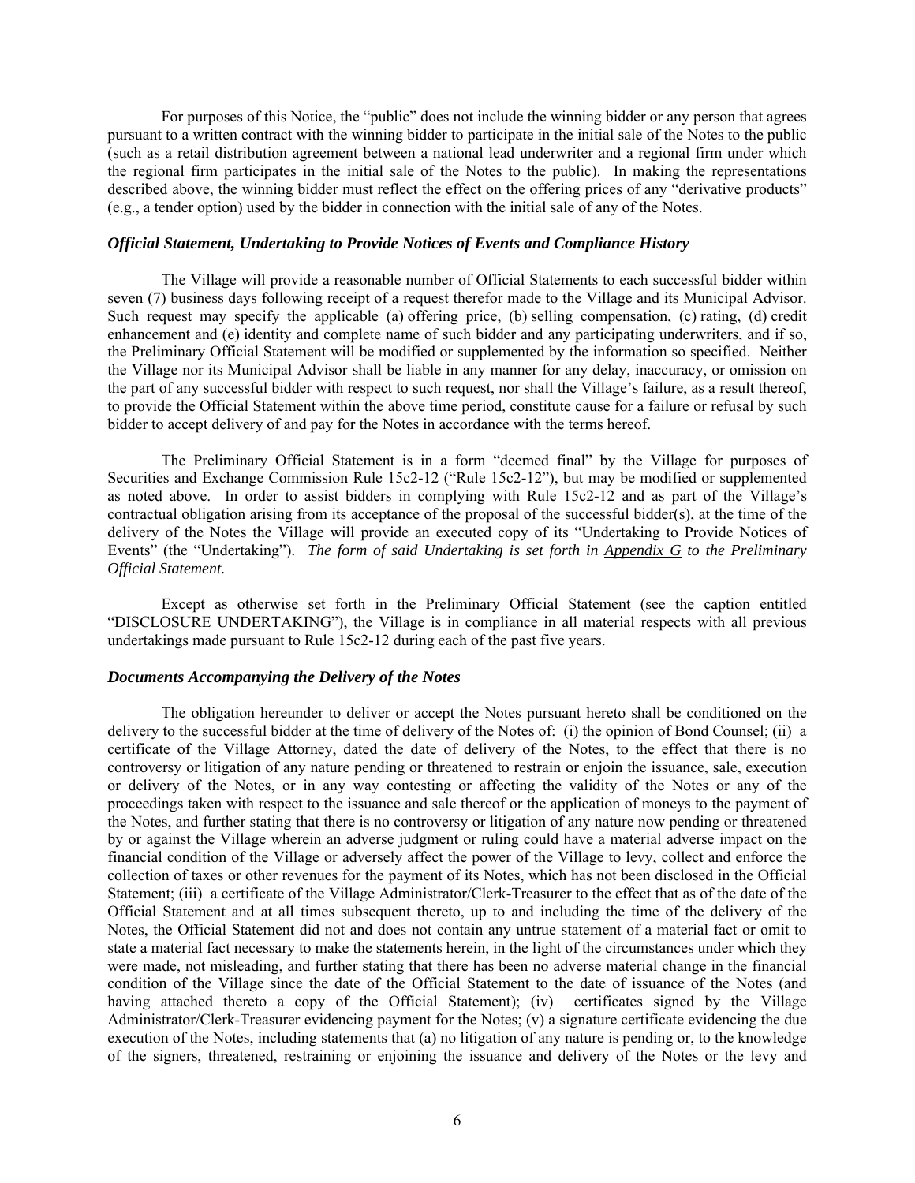For purposes of this Notice, the "public" does not include the winning bidder or any person that agrees pursuant to a written contract with the winning bidder to participate in the initial sale of the Notes to the public (such as a retail distribution agreement between a national lead underwriter and a regional firm under which the regional firm participates in the initial sale of the Notes to the public). In making the representations described above, the winning bidder must reflect the effect on the offering prices of any "derivative products" (e.g., a tender option) used by the bidder in connection with the initial sale of any of the Notes.

### *Official Statement, Undertaking to Provide Notices of Events and Compliance History*

The Village will provide a reasonable number of Official Statements to each successful bidder within seven (7) business days following receipt of a request therefor made to the Village and its Municipal Advisor. Such request may specify the applicable (a) offering price, (b) selling compensation, (c) rating, (d) credit enhancement and (e) identity and complete name of such bidder and any participating underwriters, and if so, the Preliminary Official Statement will be modified or supplemented by the information so specified. Neither the Village nor its Municipal Advisor shall be liable in any manner for any delay, inaccuracy, or omission on the part of any successful bidder with respect to such request, nor shall the Village's failure, as a result thereof, to provide the Official Statement within the above time period, constitute cause for a failure or refusal by such bidder to accept delivery of and pay for the Notes in accordance with the terms hereof.

The Preliminary Official Statement is in a form "deemed final" by the Village for purposes of Securities and Exchange Commission Rule 15c2-12 ("Rule 15c2-12"), but may be modified or supplemented as noted above. In order to assist bidders in complying with Rule 15c2-12 and as part of the Village's contractual obligation arising from its acceptance of the proposal of the successful bidder(s), at the time of the delivery of the Notes the Village will provide an executed copy of its "Undertaking to Provide Notices of Events" (the "Undertaking"). *The form of said Undertaking is set forth in Appendix G to the Preliminary Official Statement.*

Except as otherwise set forth in the Preliminary Official Statement (see the caption entitled "DISCLOSURE UNDERTAKING"), the Village is in compliance in all material respects with all previous undertakings made pursuant to Rule 15c2-12 during each of the past five years.

### *Documents Accompanying the Delivery of the Notes*

The obligation hereunder to deliver or accept the Notes pursuant hereto shall be conditioned on the delivery to the successful bidder at the time of delivery of the Notes of: (i) the opinion of Bond Counsel; (ii) a certificate of the Village Attorney, dated the date of delivery of the Notes, to the effect that there is no controversy or litigation of any nature pending or threatened to restrain or enjoin the issuance, sale, execution or delivery of the Notes, or in any way contesting or affecting the validity of the Notes or any of the proceedings taken with respect to the issuance and sale thereof or the application of moneys to the payment of the Notes, and further stating that there is no controversy or litigation of any nature now pending or threatened by or against the Village wherein an adverse judgment or ruling could have a material adverse impact on the financial condition of the Village or adversely affect the power of the Village to levy, collect and enforce the collection of taxes or other revenues for the payment of its Notes, which has not been disclosed in the Official Statement; (iii) a certificate of the Village Administrator/Clerk-Treasurer to the effect that as of the date of the Official Statement and at all times subsequent thereto, up to and including the time of the delivery of the Notes, the Official Statement did not and does not contain any untrue statement of a material fact or omit to state a material fact necessary to make the statements herein, in the light of the circumstances under which they were made, not misleading, and further stating that there has been no adverse material change in the financial condition of the Village since the date of the Official Statement to the date of issuance of the Notes (and having attached thereto a copy of the Official Statement); (iv) certificates signed by the Village Administrator/Clerk-Treasurer evidencing payment for the Notes; (v) a signature certificate evidencing the due execution of the Notes, including statements that (a) no litigation of any nature is pending or, to the knowledge of the signers, threatened, restraining or enjoining the issuance and delivery of the Notes or the levy and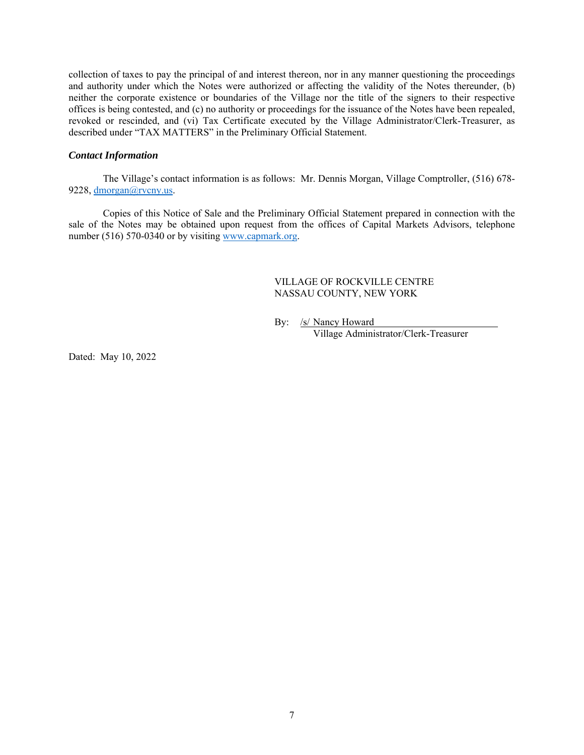collection of taxes to pay the principal of and interest thereon, nor in any manner questioning the proceedings and authority under which the Notes were authorized or affecting the validity of the Notes thereunder, (b) neither the corporate existence or boundaries of the Village nor the title of the signers to their respective offices is being contested, and (c) no authority or proceedings for the issuance of the Notes have been repealed, revoked or rescinded, and (vi) Tax Certificate executed by the Village Administrator/Clerk-Treasurer, as described under "TAX MATTERS" in the Preliminary Official Statement.

### *Contact Information*

The Village's contact information is as follows: Mr. Dennis Morgan, Village Comptroller, (516) 678-9228, dmorgan@rvcny.us.

Copies of this Notice of Sale and the Preliminary Official Statement prepared in connection with the sale of the Notes may be obtained upon request from the offices of Capital Markets Advisors, telephone number (516) 570-0340 or by visiting www.capmark.org.

VILLAGE OF ROCKVILLE CENTRE
NASSAU COUNTY, NEW YORK

By: /s/ Nancy Howard
Village Administrator/Clerk-Treasurer

Dated: May 10, 2022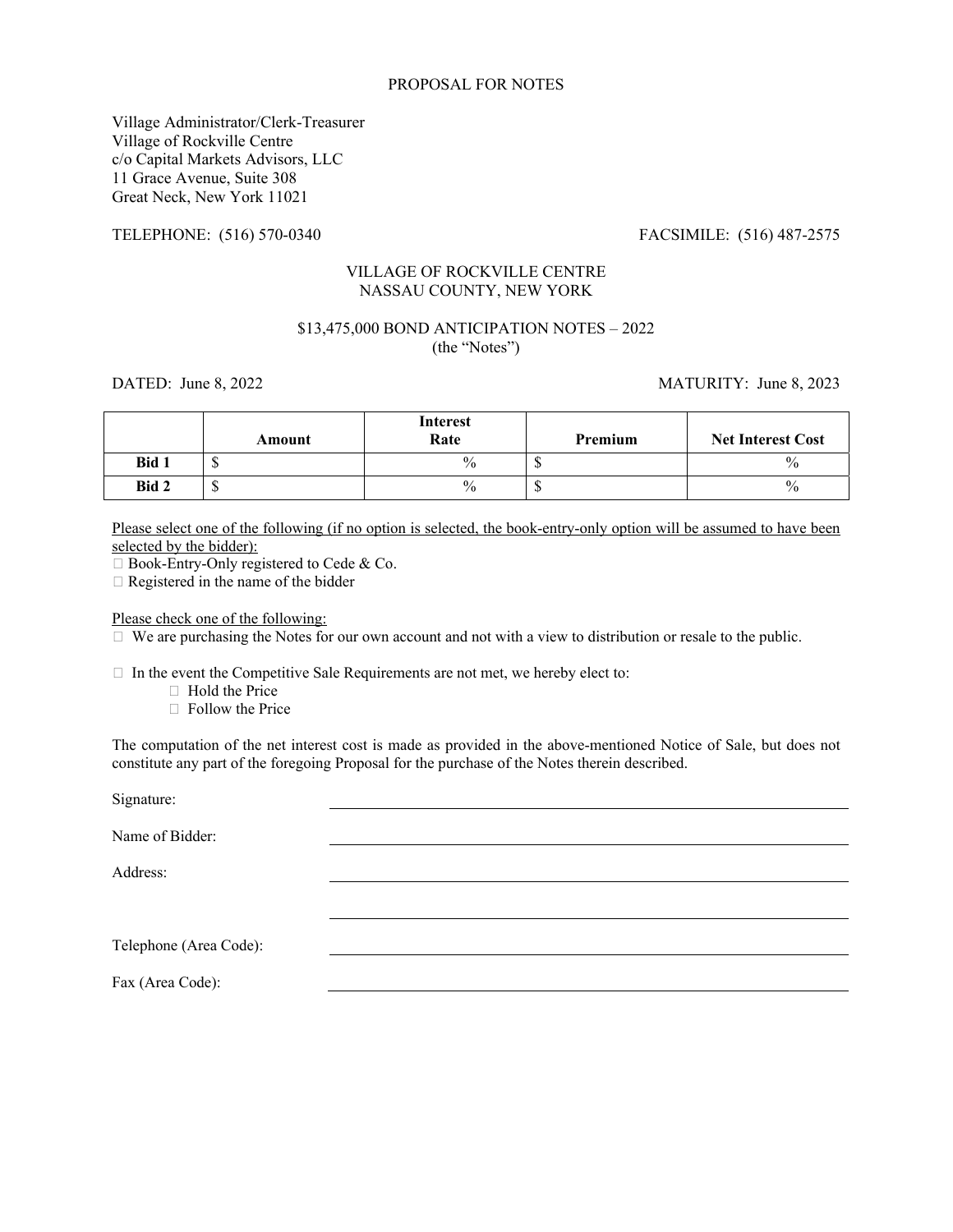## PROPOSAL FOR NOTES

Village Administrator/Clerk-Treasurer
Village of Rockville Centre
c/o Capital Markets Advisors, LLC
11 Grace Avenue, Suite 308
Great Neck, New York 11021

TELEPHONE: (516) 570-0340

FACSIMILE: (516) 487-2575

VILLAGE OF ROCKVILLE CENTRE
NASSAU COUNTY, NEW YORK

$13,475,000 BOND ANTICIPATION NOTES – 2022
(the "Notes")

DATED: June 8, 2022

MATURITY: June 8, 2023

| | Amount | Interest Rate | Premium | Net Interest Cost |
|---|---|---|---|---|
| **Bid 1** | $ | % | $ | % |
| **Bid 2** | $ | % | $ | % |

Please select one of the following (if no option is selected, the book-entry-only option will be assumed to have been selected by the bidder):

☐ Book-Entry-Only registered to Cede & Co.
☐ Registered in the name of the bidder

Please check one of the following:

☐ We are purchasing the Notes for our own account and not with a view to distribution or resale to the public.

☐ In the event the Competitive Sale Requirements are not met, we hereby elect to:
- ☐ Hold the Price
- ☐ Follow the Price

The computation of the net interest cost is made as provided in the above-mentioned Notice of Sale, but does not constitute any part of the foregoing Proposal for the purchase of the Notes therein described.

Signature: ______________________________

Name of Bidder: ______________________________

Address: ______________________________

______________________________

Telephone (Area Code): ______________________________

Fax (Area Code): ______________________________